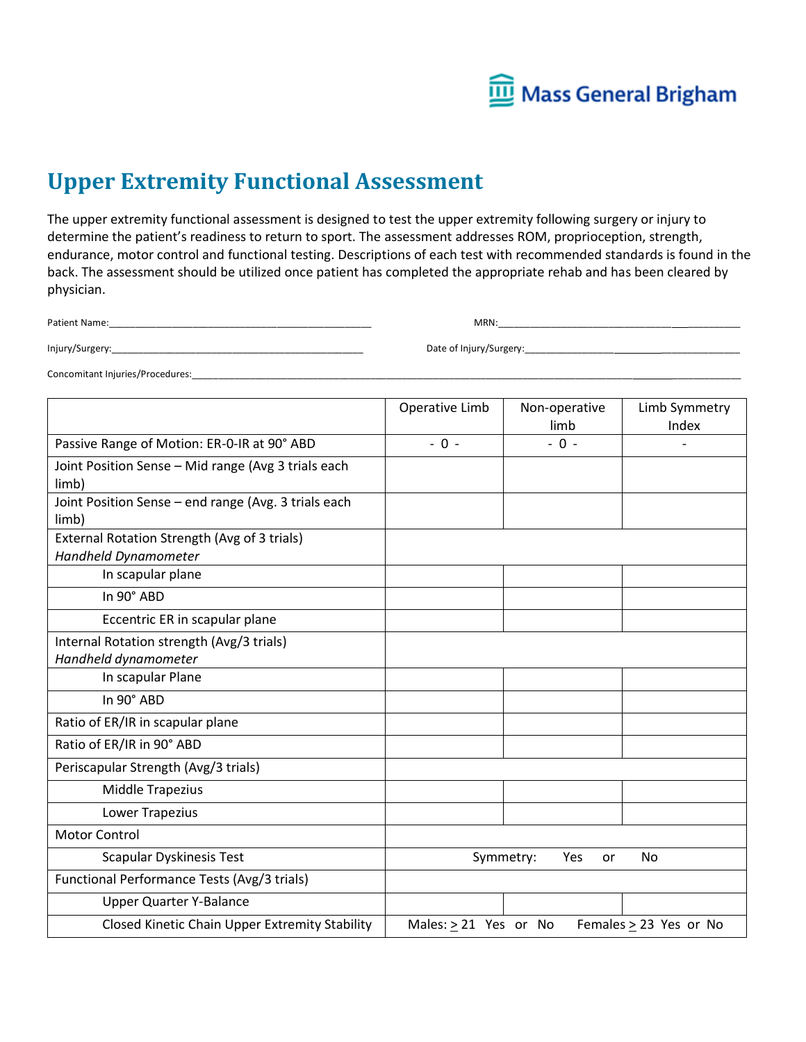Mass General Brigham

# Upper Extremity Functional Assessment

The upper extremity functional assessment is designed to test the upper extremity following surgery or injury to determine the patient's readiness to return to sport. The assessment addresses ROM, proprioception, strength, endurance, motor control and functional testing. Descriptions of each test with recommended standards is found in the back. The assessment should be utilized once patient has completed the appropriate rehab and has been cleared by physician.

Patient Name:_______________________________________________ MRN:_______________________________________________

Injury/Surgery:_______________________________________________ Date of Injury/Surgery:_______________________________________________

Concomitant Injuries/Procedures:_____________________________________________________________________________________________

| | Operative Limb | Non-operative limb | Limb Symmetry Index |
|---|---|---|---|
| Passive Range of Motion: ER-0-IR at 90° ABD | - 0 - | - 0 - | - |
| Joint Position Sense – Mid range (Avg 3 trials each limb) | | | |
| Joint Position Sense – end range (Avg. 3 trials each limb) | | | |
| External Rotation Strength (Avg of 3 trials) *Handheld Dynamometer* | | | |
| In scapular plane | | | |
| In 90° ABD | | | |
| Eccentric ER in scapular plane | | | |
| Internal Rotation strength (Avg/3 trials) *Handheld dynamometer* | | | |
| In scapular Plane | | | |
| In 90° ABD | | | |
| Ratio of ER/IR in scapular plane | | | |
| Ratio of ER/IR in 90° ABD | | | |
| Periscapular Strength (Avg/3 trials) | | | |
| Middle Trapezius | | | |
| Lower Trapezius | | | |
| Motor Control | | | |
| Scapular Dyskinesis Test | Symmetry: Yes or No | | |
| Functional Performance Tests (Avg/3 trials) | | | |
| Upper Quarter Y-Balance | | | |
| Closed Kinetic Chain Upper Extremity Stability | Males: ≥ 21 Yes or No | Females ≥ 23 Yes or No | |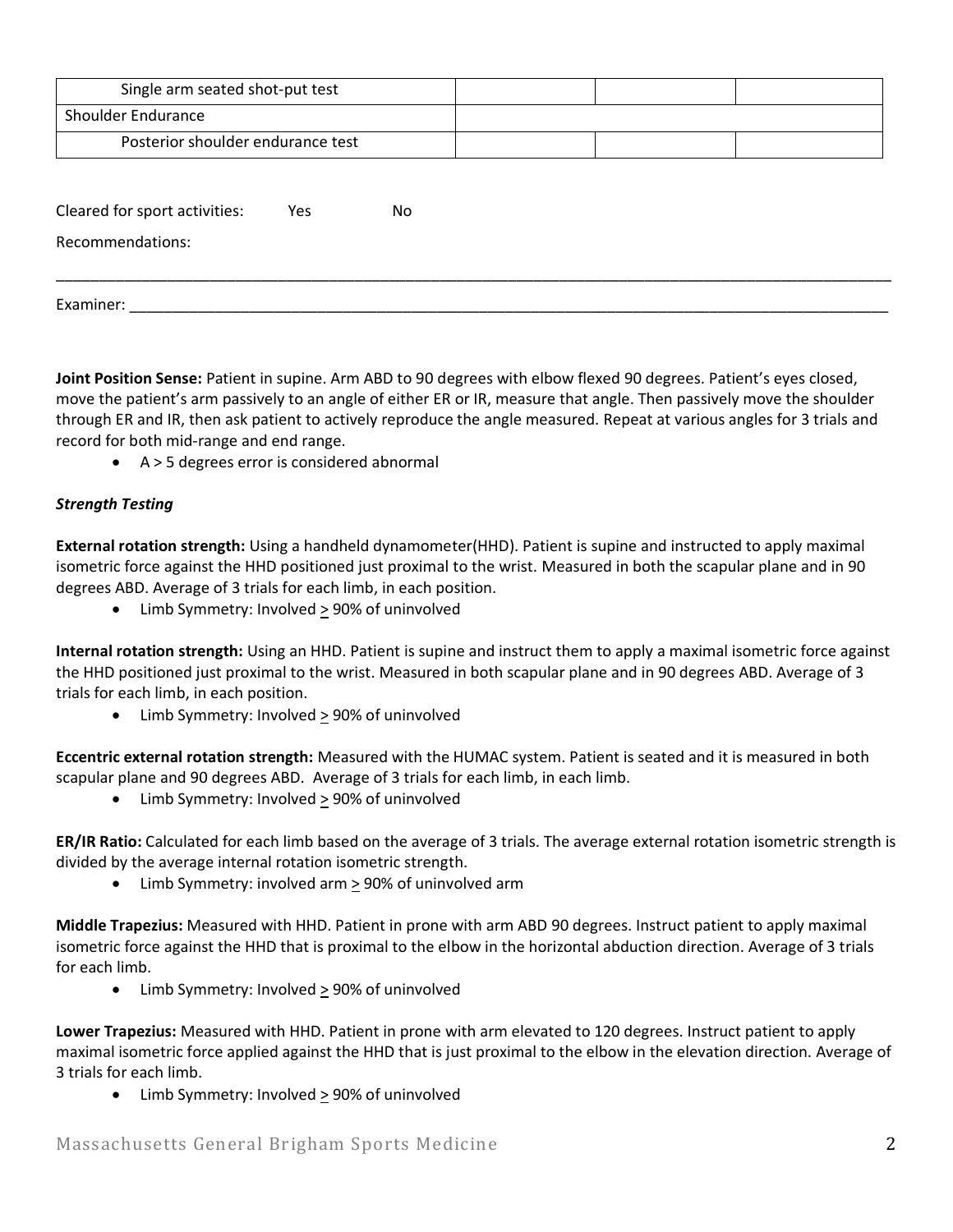| | | | |
|---|---|---|---|
| Single arm seated shot-put test | | | |
| Shoulder Endurance | | | |
| Posterior shoulder endurance test | | | |

Cleared for sport activities: Yes No

Recommendations:

______________________________________________________________________________________________

Examiner: ______________________________________________________________________________________

**Joint Position Sense:** Patient in supine. Arm ABD to 90 degrees with elbow flexed 90 degrees. Patient's eyes closed, move the patient's arm passively to an angle of either ER or IR, measure that angle. Then passively move the shoulder through ER and IR, then ask patient to actively reproduce the angle measured. Repeat at various angles for 3 trials and record for both mid-range and end range.

- A > 5 degrees error is considered abnormal

***Strength Testing***

**External rotation strength:** Using a handheld dynamometer(HHD). Patient is supine and instructed to apply maximal isometric force against the HHD positioned just proximal to the wrist. Measured in both the scapular plane and in 90 degrees ABD. Average of 3 trials for each limb, in each position.

- Limb Symmetry: Involved ≥ 90% of uninvolved

**Internal rotation strength:** Using an HHD. Patient is supine and instruct them to apply a maximal isometric force against the HHD positioned just proximal to the wrist. Measured in both scapular plane and in 90 degrees ABD. Average of 3 trials for each limb, in each position.

- Limb Symmetry: Involved ≥ 90% of uninvolved

**Eccentric external rotation strength:** Measured with the HUMAC system. Patient is seated and it is measured in both scapular plane and 90 degrees ABD. Average of 3 trials for each limb, in each limb.

- Limb Symmetry: Involved ≥ 90% of uninvolved

**ER/IR Ratio:** Calculated for each limb based on the average of 3 trials. The average external rotation isometric strength is divided by the average internal rotation isometric strength.

- Limb Symmetry: involved arm ≥ 90% of uninvolved arm

**Middle Trapezius:** Measured with HHD. Patient in prone with arm ABD 90 degrees. Instruct patient to apply maximal isometric force against the HHD that is proximal to the elbow in the horizontal abduction direction. Average of 3 trials for each limb.

- Limb Symmetry: Involved ≥ 90% of uninvolved

**Lower Trapezius:** Measured with HHD. Patient in prone with arm elevated to 120 degrees. Instruct patient to apply maximal isometric force applied against the HHD that is just proximal to the elbow in the elevation direction. Average of 3 trials for each limb.

- Limb Symmetry: Involved ≥ 90% of uninvolved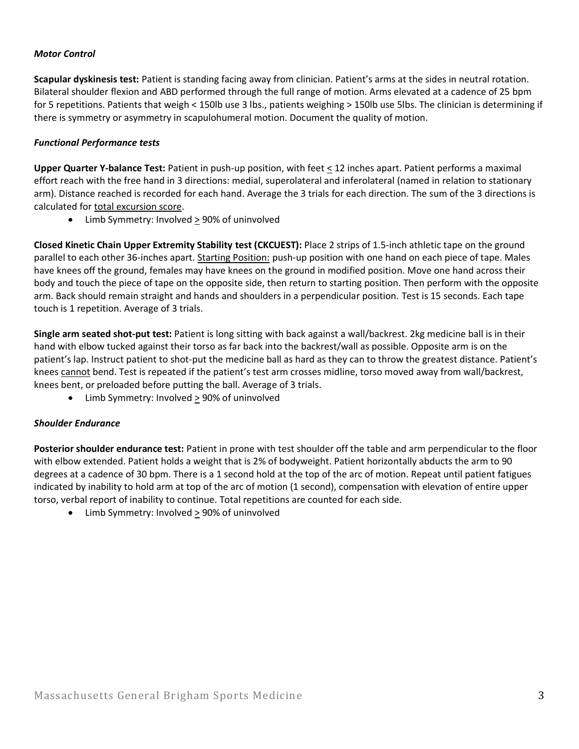***Motor Control***

**Scapular dyskinesis test:** Patient is standing facing away from clinician. Patient's arms at the sides in neutral rotation. Bilateral shoulder flexion and ABD performed through the full range of motion. Arms elevated at a cadence of 25 bpm for 5 repetitions. Patients that weigh < 150lb use 3 lbs., patients weighing > 150lb use 5lbs. The clinician is determining if there is symmetry or asymmetry in scapulohumeral motion. Document the quality of motion.

***Functional Performance tests***

**Upper Quarter Y-balance Test:** Patient in push-up position, with feet ≤ 12 inches apart. Patient performs a maximal effort reach with the free hand in 3 directions: medial, superolateral and inferolateral (named in relation to stationary arm). Distance reached is recorded for each hand. Average the 3 trials for each direction. The sum of the 3 directions is calculated for <u>total excursion score</u>.

- Limb Symmetry: Involved ≥ 90% of uninvolved

**Closed Kinetic Chain Upper Extremity Stability test (CKCUEST):** Place 2 strips of 1.5-inch athletic tape on the ground parallel to each other 36-inches apart. <u>Starting Position:</u> push-up position with one hand on each piece of tape. Males have knees off the ground, females may have knees on the ground in modified position. Move one hand across their body and touch the piece of tape on the opposite side, then return to starting position. Then perform with the opposite arm. Back should remain straight and hands and shoulders in a perpendicular position. Test is 15 seconds. Each tape touch is 1 repetition. Average of 3 trials.

**Single arm seated shot-put test:** Patient is long sitting with back against a wall/backrest. 2kg medicine ball is in their hand with elbow tucked against their torso as far back into the backrest/wall as possible. Opposite arm is on the patient's lap. Instruct patient to shot-put the medicine ball as hard as they can to throw the greatest distance. Patient's knees <u>cannot</u> bend. Test is repeated if the patient's test arm crosses midline, torso moved away from wall/backrest, knees bent, or preloaded before putting the ball. Average of 3 trials.

- Limb Symmetry: Involved ≥ 90% of uninvolved

***Shoulder Endurance***

**Posterior shoulder endurance test:** Patient in prone with test shoulder off the table and arm perpendicular to the floor with elbow extended. Patient holds a weight that is 2% of bodyweight. Patient horizontally abducts the arm to 90 degrees at a cadence of 30 bpm. There is a 1 second hold at the top of the arc of motion. Repeat until patient fatigues indicated by inability to hold arm at top of the arc of motion (1 second), compensation with elevation of entire upper torso, verbal report of inability to continue. Total repetitions are counted for each side.

- Limb Symmetry: Involved ≥ 90% of uninvolved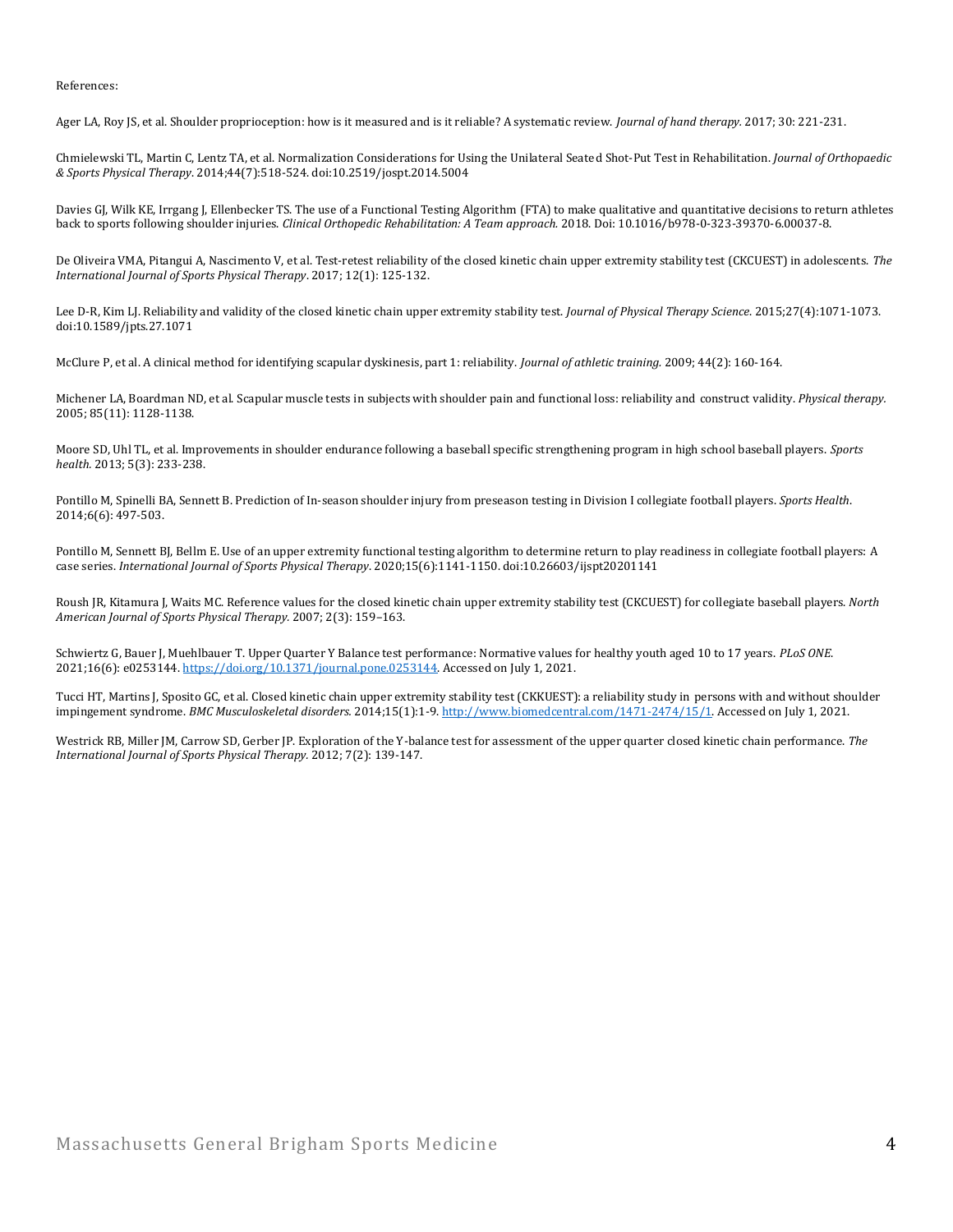References:

Ager LA, Roy JS, et al. Shoulder proprioception: how is it measured and is it reliable? A systematic review. *Journal of hand therapy.* 2017; 30: 221-231.

Chmielewski TL, Martin C, Lentz TA, et al. Normalization Considerations for Using the Unilateral Seated Shot-Put Test in Rehabilitation. *Journal of Orthopaedic & Sports Physical Therapy*. 2014;44(7):518-524. doi:10.2519/jospt.2014.5004

Davies GJ, Wilk KE, Irrgang J, Ellenbecker TS. The use of a Functional Testing Algorithm (FTA) to make qualitative and quantitative decisions to return athletes back to sports following shoulder injuries. *Clinical Orthopedic Rehabilitation: A Team approach.* 2018. Doi: 10.1016/b978-0-323-39370-6.00037-8.

De Oliveira VMA, Pitangui A, Nascimento V, et al. Test-retest reliability of the closed kinetic chain upper extremity stability test (CKCUEST) in adolescents. *The International Journal of Sports Physical Therapy*. 2017; 12(1): 125-132.

Lee D-R, Kim LJ. Reliability and validity of the closed kinetic chain upper extremity stability test. *Journal of Physical Therapy Science*. 2015;27(4):1071-1073. doi:10.1589/jpts.27.1071

McClure P, et al. A clinical method for identifying scapular dyskinesis, part 1: reliability. *Journal of athletic training.* 2009; 44(2): 160-164.

Michener LA, Boardman ND, et al. Scapular muscle tests in subjects with shoulder pain and functional loss: reliability and construct validity. *Physical therapy.* 2005; 85(11): 1128-1138.

Moore SD, Uhl TL, et al. Improvements in shoulder endurance following a baseball specific strengthening program in high school baseball players. *Sports health.* 2013; 5(3): 233-238.

Pontillo M, Spinelli BA, Sennett B. Prediction of In-season shoulder injury from preseason testing in Division I collegiate football players. *Sports Health*. 2014;6(6): 497-503.

Pontillo M, Sennett BJ, Bellm E. Use of an upper extremity functional testing algorithm to determine return to play readiness in collegiate football players: A case series. *International Journal of Sports Physical Therapy*. 2020;15(6):1141-1150. doi:10.26603/ijspt20201141

Roush JR, Kitamura J, Waits MC. Reference values for the closed kinetic chain upper extremity stability test (CKCUEST) for collegiate baseball players. *North American Journal of Sports Physical Therapy.* 2007; 2(3): 159–163.

Schwiertz G, Bauer J, Muehlbauer T. Upper Quarter Y Balance test performance: Normative values for healthy youth aged 10 to 17 years. *PLoS ONE.* 2021;16(6): e0253144. https://doi.org/10.1371/journal.pone.0253144. Accessed on July 1, 2021.

Tucci HT, Martins J, Sposito GC, et al. Closed kinetic chain upper extremity stability test (CKKUEST): a reliability study in persons with and without shoulder impingement syndrome. *BMC Musculoskeletal disorders.* 2014;15(1):1-9. http://www.biomedcentral.com/1471-2474/15/1. Accessed on July 1, 2021.

Westrick RB, Miller JM, Carrow SD, Gerber JP. Exploration of the Y-balance test for assessment of the upper quarter closed kinetic chain performance. *The International Journal of Sports Physical Therapy.* 2012; 7(2): 139-147.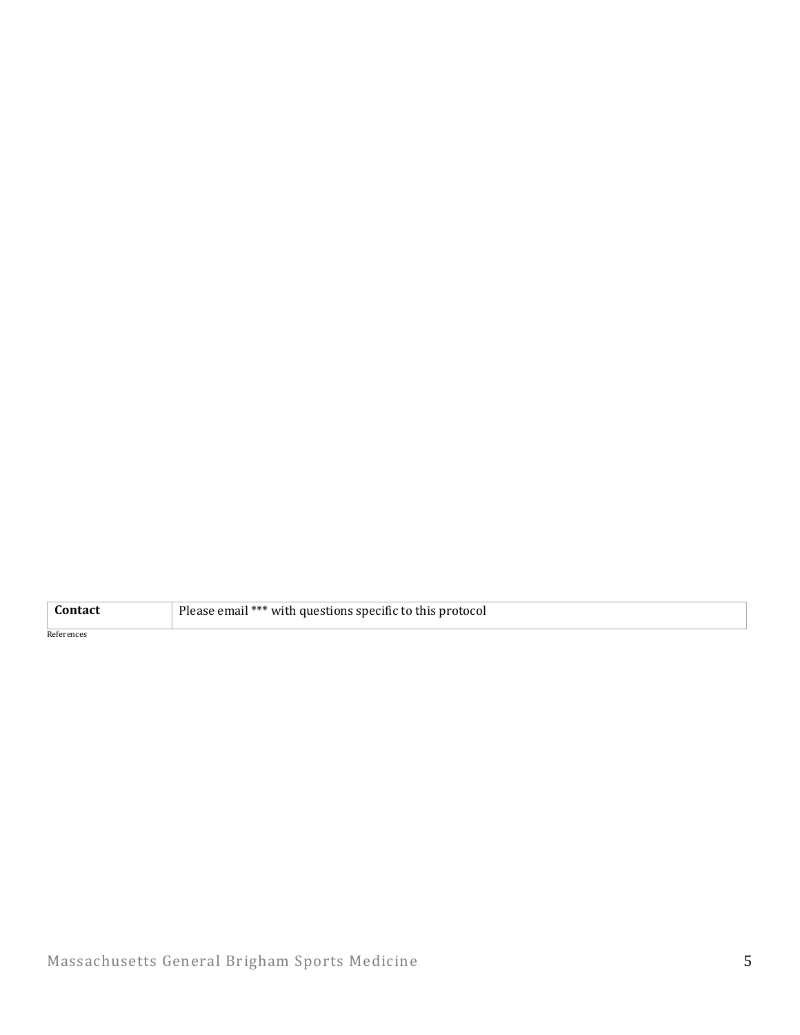| | |
|---|---|
| **Contact** | Please email *** with questions specific to this protocol |

References